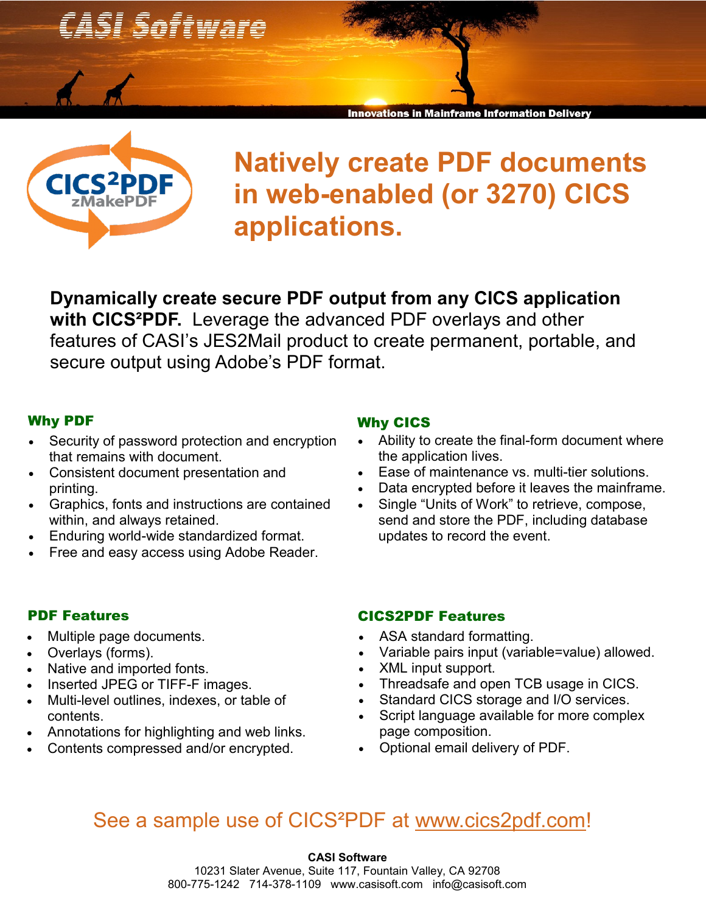# CASI Software

Innovations in Mainframe Information Delivery

CICS²PDF zMakePDF

## Natively create PDF documents in web-enabled (or 3270) CICS applications.

**Dynamically create secure PDF output from any CICS application with CICS²PDF.** Leverage the advanced PDF overlays and other features of CASI's JES2Mail product to create permanent, portable, and secure output using Adobe's PDF format.

### Why PDF

- Security of password protection and encryption that remains with document.
- Consistent document presentation and printing.
- Graphics, fonts and instructions are contained within, and always retained.
- Enduring world-wide standardized format.
- Free and easy access using Adobe Reader.

### Why CICS

- Ability to create the final-form document where the application lives.
- Ease of maintenance vs. multi-tier solutions.
- Data encrypted before it leaves the mainframe.
- Single "Units of Work" to retrieve, compose, send and store the PDF, including database updates to record the event.

### PDF Features

- Multiple page documents.
- Overlays (forms).
- Native and imported fonts.
- Inserted JPEG or TIFF-F images.
- Multi-level outlines, indexes, or table of contents.
- Annotations for highlighting and web links.
- Contents compressed and/or encrypted.

### CICS2PDF Features

- ASA standard formatting.
- Variable pairs input (variable=value) allowed.
- XML input support.
- Threadsafe and open TCB usage in CICS.
- Standard CICS storage and I/O services.
- Script language available for more complex page composition.
- Optional email delivery of PDF.

See a sample use of CICS²PDF at www.cics2pdf.com!

**CASI Software**
10231 Slater Avenue, Suite 117, Fountain Valley, CA 92708
800-775-1242 714-378-1109 www.casisoft.com info@casisoft.com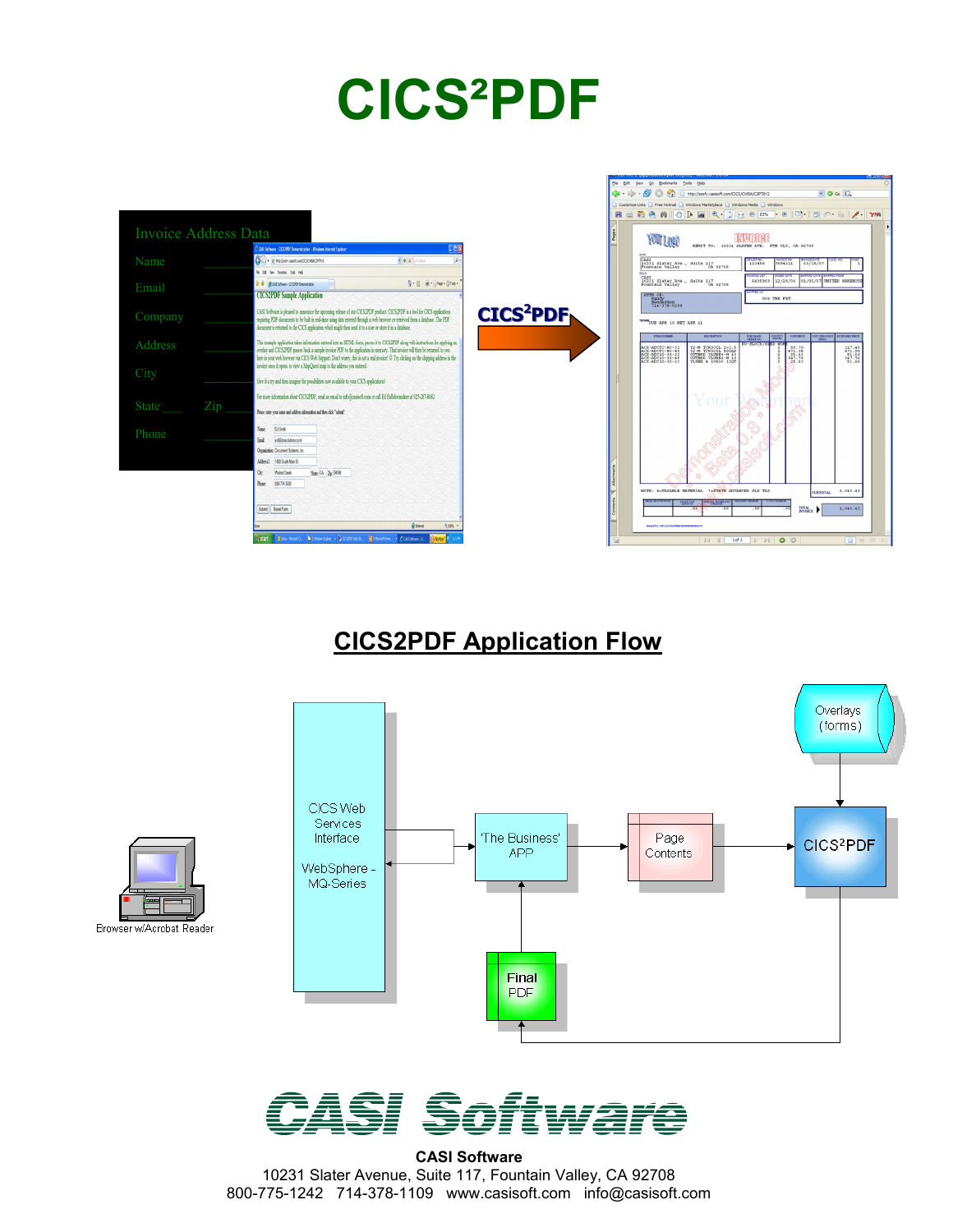# CICS²PDF

## CICS2PDF Application Flow

**CASI Software**
10231 Slater Avenue, Suite 117, Fountain Valley, CA 92708
800-775-1242   714-378-1109   www.casisoft.com   info@casisoft.com